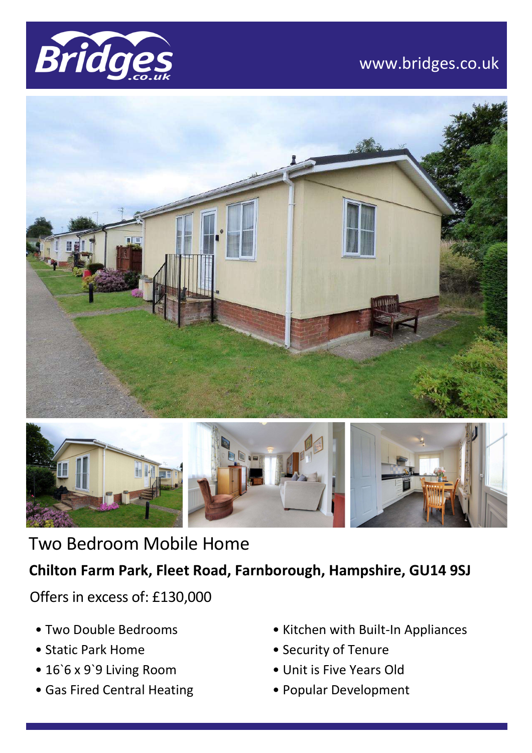www.bridges.co.uk

# Two Bedroom Mobile Home

**Chilton Farm Park, Fleet Road, Farnborough, Hampshire, GU14 9SJ**

Offers in excess of: £130,000

- Two Double Bedrooms
- Static Park Home
- 16`6 x 9`9 Living Room
- Gas Fired Central Heating
- Kitchen with Built-In Appliances
- Security of Tenure
- Unit is Five Years Old
- Popular Development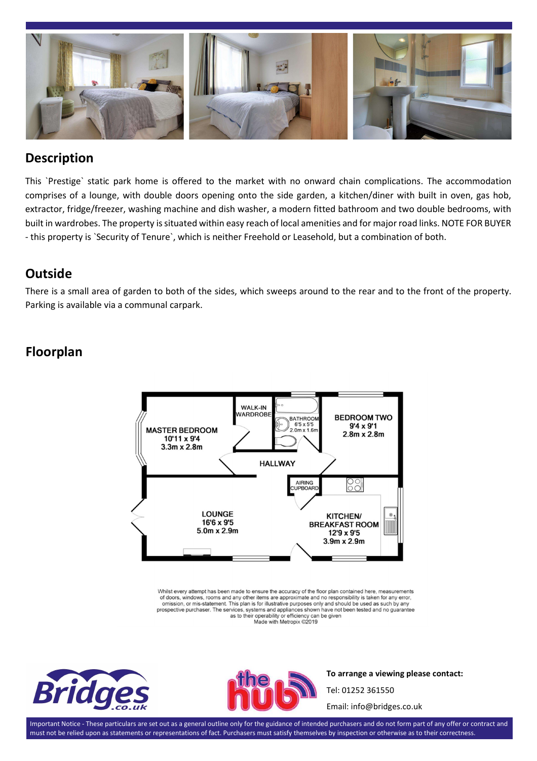## Description

This `Prestige` static park home is offered to the market with no onward chain complications. The accommodation comprises of a lounge, with double doors opening onto the side garden, a kitchen/diner with built in oven, gas hob, extractor, fridge/freezer, washing machine and dish washer, a modern fitted bathroom and two double bedrooms, with built in wardrobes. The property is situated within easy reach of local amenities and for major road links. NOTE FOR BUYER - this property is `Security of Tenure`, which is neither Freehold or Leasehold, but a combination of both.

## Outside

There is a small area of garden to both of the sides, which sweeps around to the rear and to the front of the property. Parking is available via a communal carpark.

## Floorplan

MASTER BEDROOM
10'11 x 9'4
3.3m x 2.8m

WALK-IN WARDROBE

BATHROOM
6'5 x 5'5
2.0m x 1.6m

BEDROOM TWO
9'4 x 9'1
2.8m x 2.8m

HALLWAY

AIRING CUPBOARD

LOUNGE
16'6 x 9'5
5.0m x 2.9m

KITCHEN/ BREAKFAST ROOM
12'9 x 9'5
3.9m x 2.9m

Whilst every attempt has been made to ensure the accuracy of the floor plan contained here, measurements of doors, windows, rooms and any other items are approximate and no responsibility is taken for any error, omission, or mis-statement. This plan is for illustrative purposes only and should be used as such by any prospective purchaser. The services, systems and appliances shown have not been tested and no guarantee as to their operability or efficiency can be given
Made with Metropix ©2019

Bridges .co.uk

the hub

**To arrange a viewing please contact:**

Tel: 01252 361550

Email: info@bridges.co.uk

Important Notice - These particulars are set out as a general outline only for the guidance of intended purchasers and do not form part of any offer or contract and must not be relied upon as statements or representations of fact. Purchasers must satisfy themselves by inspection or otherwise as to their correctness.